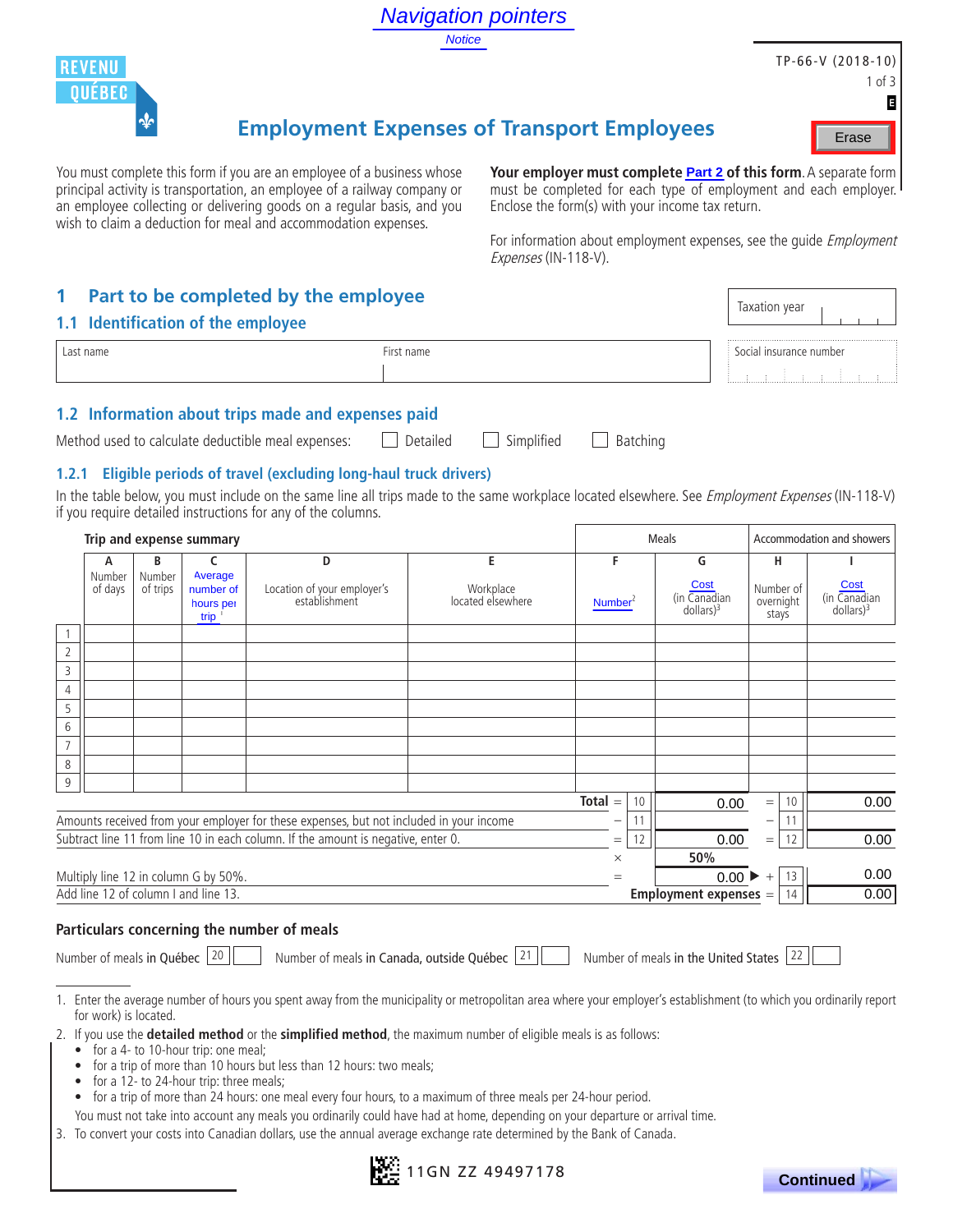Navigation pointers

Notice

REVENU QUÉBEC

TP-66-V (2018-10)

# Employment Expenses of Transport Employees

Erase

You must complete this form if you are an employee of a business whose principal activity is transportation, an employee of a railway company or an employee collecting or delivering goods on a regular basis, and you wish to claim a deduction for meal and accommodation expenses.

**Your employer must complete Part 2 of this form.** A separate form must be completed for each type of employment and each employer. Enclose the form(s) with your income tax return.

For information about employment expenses, see the guide *Employment Expenses* (IN-118-V).

## 1 Part to be completed by the employee

Taxation year

### 1.1 Identification of the employee

| Last name | First name | Social insurance number |
|---|---|---|
| | | |

### 1.2 Information about trips made and expenses paid

Method used to calculate deductible meal expenses: ☐ Detailed ☐ Simplified ☐ Batching

#### 1.2.1 Eligible periods of travel (excluding long-haul truck drivers)

In the table below, you must include on the same line all trips made to the same workplace located elsewhere. See *Employment Expenses* (IN-118-V) if you require detailed instructions for any of the columns.

| | Trip and expense summary | | | | | Meals | | Accommodation and showers | |
|---|---|---|---|---|---|---|---|---|---|
| | A<br>Number of days | B<br>Number of trips | C<br>Average number of hours per trip[1] | D<br>Location of your employer's establishment | E<br>Workplace located elsewhere | F<br>Number[2] | G<br>Cost (in Canadian dollars)[3] | H<br>Number of overnight stays | I<br>Cost (in Canadian dollars)[3] |
| 1 | | | | | | | | | |
| 2 | | | | | | | | | |
| 3 | | | | | | | | | |
| 4 | | | | | | | | | |
| 5 | | | | | | | | | |
| 6 | | | | | | | | | |
| 7 | | | | | | | | | |
| 8 | | | | | | | | | |
| 9 | | | | | | | | | |

| | | Meals (column G) | | Accommodation (column I) |
|---|---|---|---|---|
| **Total** | = 10 | 0.00 | = 10 | 0.00 |
| Amounts received from your employer for these expenses, but not included in your income | − 11 | | − 11 | |
| Subtract line 11 from line 10 in each column. If the amount is negative, enter 0. | = 12 | 0.00 | = 12 | 0.00 |
| | × | 50% | | |
| Multiply line 12 in column G by 50%. | = | 0.00 ▶ | + 13 | 0.00 |
| Add line 12 of column I and line 13. | | **Employment expenses** | = 14 | 0.00 |

### Particulars concerning the number of meals

Number of meals **in Québec** [20] ____ Number of meals **in Canada, outside Québec** [21] ____ Number of meals **in the United States** [22] ____

---

1. Enter the average number of hours you spent away from the municipality or metropolitan area where your employer's establishment (to which you ordinarily report for work) is located.
2. If you use the **detailed method** or the **simplified method**, the maximum number of eligible meals is as follows:
   - for a 4- to 10-hour trip: one meal;
   - for a trip of more than 10 hours but less than 12 hours: two meals;
   - for a 12- to 24-hour trip: three meals;
   - for a trip of more than 24 hours: one meal every four hours, to a maximum of three meals per 24-hour period.

   You must not take into account any meals you ordinarily could have had at home, depending on your departure or arrival time.
3. To convert your costs into Canadian dollars, use the annual average exchange rate determined by the Bank of Canada.

11GN ZZ 49497178

Continued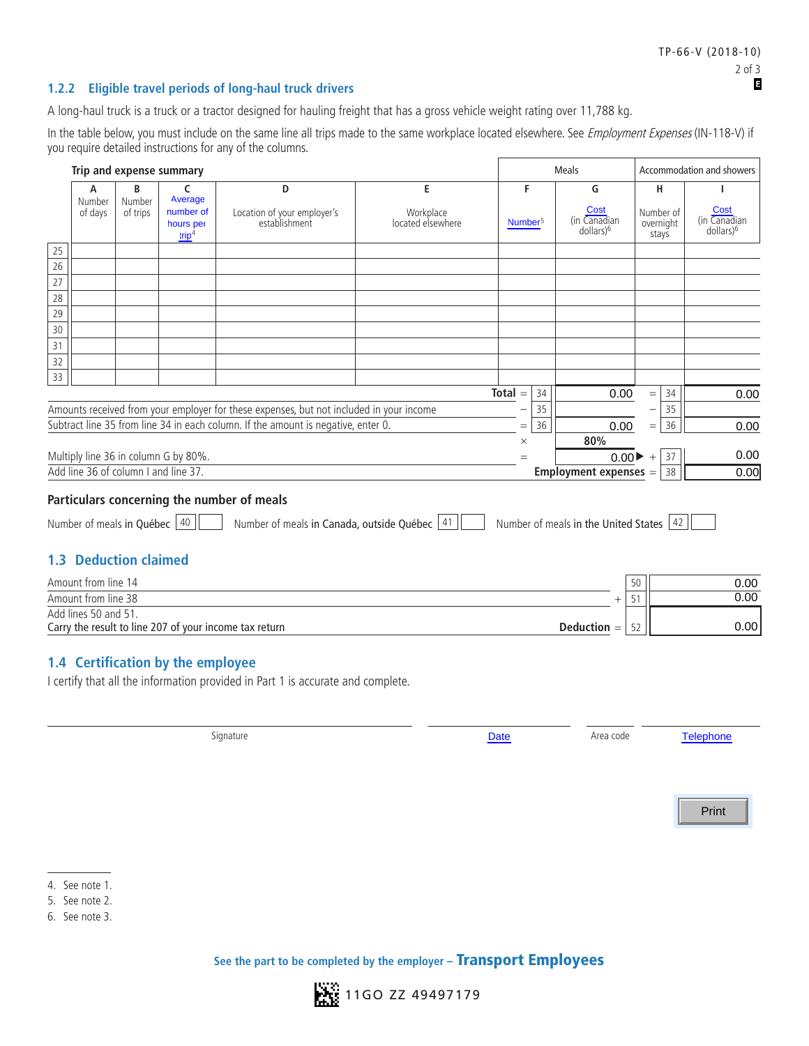### 1.2.2 Eligible travel periods of long-haul truck drivers

A long-haul truck is a truck or a tractor designed for hauling freight that has a gross vehicle weight rating over 11,788 kg.

In the table below, you must include on the same line all trips made to the same workplace located elsewhere. See *Employment Expenses* (IN-118-V) if you require detailed instructions for any of the columns.

**Trip and expense summary**

| | A | B | C | D | E | Meals | | Accommodation and showers | |
|---|---|---|---|---|---|---|---|---|---|
| | Number of days | Number of trips | Average number of hours per trip[4] | Location of your employer's establishment | Workplace located elsewhere | F Number[5] | G Cost (in Canadian dollars)[6] | H Number of overnight stays | I Cost (in Canadian dollars)[6] |
| 25 | | | | | | | | | |
| 26 | | | | | | | | | |
| 27 | | | | | | | | | |
| 28 | | | | | | | | | |
| 29 | | | | | | | | | |
| 30 | | | | | | | | | |
| 31 | | | | | | | | | |
| 32 | | | | | | | | | |
| 33 | | | | | | | | | |

| | | G | | I |
|---|---|---|---|---|
| **Total** = | 34 | 0.00 | = 34 | 0.00 |
| Amounts received from your employer for these expenses, but not included in your income − | 35 | | − 35 | |
| Subtract line 35 from line 34 in each column. If the amount is negative, enter 0. = | 36 | 0.00 | = 36 | 0.00 |
| × | | 80% | | |
| Multiply line 36 in column G by 80%. = | | 0.00 ▶ | + 37 | 0.00 |
| Add line 36 of column I and line 37. | | **Employment expenses** | = 38 | 0.00 |

**Particulars concerning the number of meals**

Number of meals **in Québec** 40 ____ Number of meals **in Canada, outside Québec** 41 ____ Number of meals **in the United States** 42 ____

## 1.3 Deduction claimed

| | | |
|---|---|---|
| Amount from line 14 | 50 | 0.00 |
| Amount from line 38 + | 51 | 0.00 |
| Add lines 50 and 51. Carry the result to line 207 of your income tax return **Deduction** = | 52 | 0.00 |

## 1.4 Certification by the employee

I certify that all the information provided in Part 1 is accurate and complete.

Signature ____________ Date ____________ Area code ____ Telephone ____________

Print

4. See note 1.
5. See note 2.
6. See note 3.

See the part to be completed by the employer – **Transport Employees**

11GO ZZ 49497179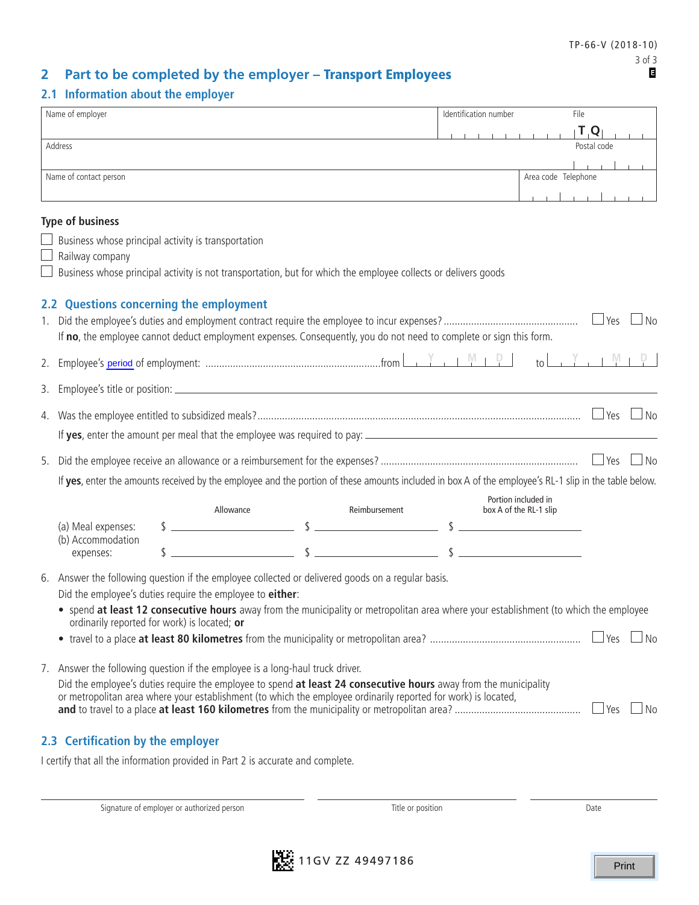## 2 Part to be completed by the employer – Transport Employees

### 2.1 Information about the employer

| | | |
|---|---|---|
| Name of employer | Identification number | File T Q |
| Address | | Postal code |
| Name of contact person | | Area code Telephone |

**Type of business**

- ☐ Business whose principal activity is transportation
- ☐ Railway company
- ☐ Business whose principal activity is not transportation, but for which the employee collects or delivers goods

### 2.2 Questions concerning the employment

1. Did the employee's duties and employment contract require the employee to incur expenses? ☐ Yes ☐ No
   If **no**, the employee cannot deduct employment expenses. Consequently, you do not need to complete or sign this form.

2. Employee's period of employment: from Y M D to Y M D

3. Employee's title or position: ____________________

4. Was the employee entitled to subsidized meals? ☐ Yes ☐ No
   If **yes**, enter the amount per meal that the employee was required to pay: ____________________

5. Did the employee receive an allowance or a reimbursement for the expenses? ☐ Yes ☐ No
   If **yes**, enter the amounts received by the employee and the portion of these amounts included in box A of the employee's RL-1 slip in the table below.

| | Allowance | Reimbursement | Portion included in box A of the RL-1 slip |
|---|---|---|---|
| (a) Meal expenses: | $ | $ | $ |
| (b) Accommodation expenses: | $ | $ | $ |

6. Answer the following question if the employee collected or delivered goods on a regular basis.
   Did the employee's duties require the employee to **either**:
   - spend **at least 12 consecutive hours** away from the municipality or metropolitan area where your establishment (to which the employee ordinarily reported for work) is located; **or**
   - travel to a place **at least 80 kilometres** from the municipality or metropolitan area? ☐ Yes ☐ No

7. Answer the following question if the employee is a long-haul truck driver.
   Did the employee's duties require the employee to spend **at least 24 consecutive hours** away from the municipality or metropolitan area where your establishment (to which the employee ordinarily reported for work) is located, **and** to travel to a place **at least 160 kilometres** from the municipality or metropolitan area? ☐ Yes ☐ No

### 2.3 Certification by the employer

I certify that all the information provided in Part 2 is accurate and complete.

| | | |
|---|---|---|
| Signature of employer or authorized person | Title or position | Date |

11GV ZZ 49497186